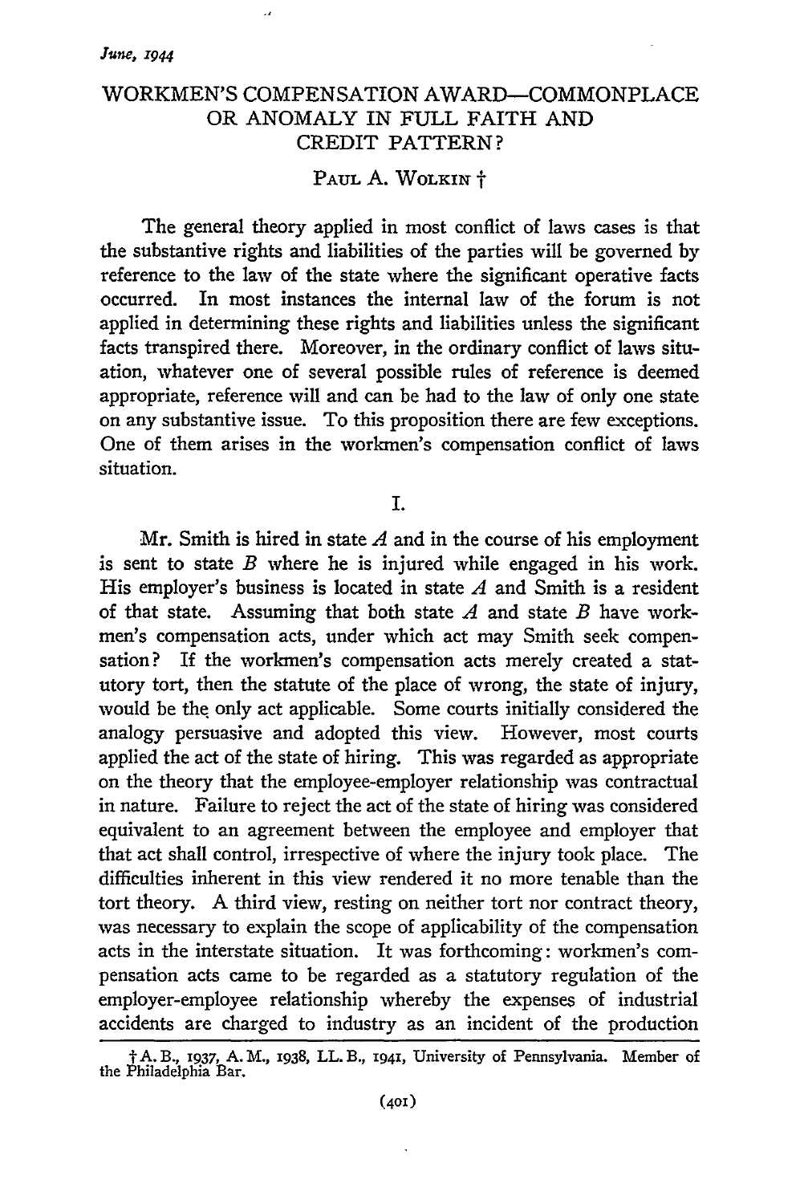# WORKMEN'S COMPENSATION AWARD—COMMONPLACE OR ANOMALY IN FULL FAITH AND CREDIT PATTERN?

PAUL A. WOLKIN †

The general theory applied in most conflict of laws cases is that the substantive rights and liabilities of the parties will be governed by reference to the law of the state where the significant operative facts occurred. In most instances the internal law of the forum is not applied in determining these rights and liabilities unless the significant facts transpired there. Moreover, in the ordinary conflict of laws situation, whatever one of several possible rules of reference is deemed appropriate, reference will and can be had to the law of only one state on any substantive issue. To this proposition there are few exceptions. One of them arises in the workmen's compensation conflict of laws situation.

## I.

Mr. Smith is hired in state *A* and in the course of his employment is sent to state *B* where he is injured while engaged in his work. His employer's business is located in state *A* and Smith is a resident of that state. Assuming that both state *A* and state *B* have workmen's compensation acts, under which act may Smith seek compensation? If the workmen's compensation acts merely created a statutory tort, then the statute of the place of wrong, the state of injury, would be the only act applicable. Some courts initially considered the analogy persuasive and adopted this view. However, most courts applied the act of the state of hiring. This was regarded as appropriate on the theory that the employee-employer relationship was contractual in nature. Failure to reject the act of the state of hiring was considered equivalent to an agreement between the employee and employer that that act shall control, irrespective of where the injury took place. The difficulties inherent in this view rendered it no more tenable than the tort theory. A third view, resting on neither tort nor contract theory, was necessary to explain the scope of applicability of the compensation acts in the interstate situation. It was forthcoming: workmen's compensation acts came to be regarded as a statutory regulation of the employer-employee relationship whereby the expenses of industrial accidents are charged to industry as an incident of the production

† A. B., 1937, A. M., 1938, LL. B., 1941, University of Pennsylvania. Member of the Philadelphia Bar.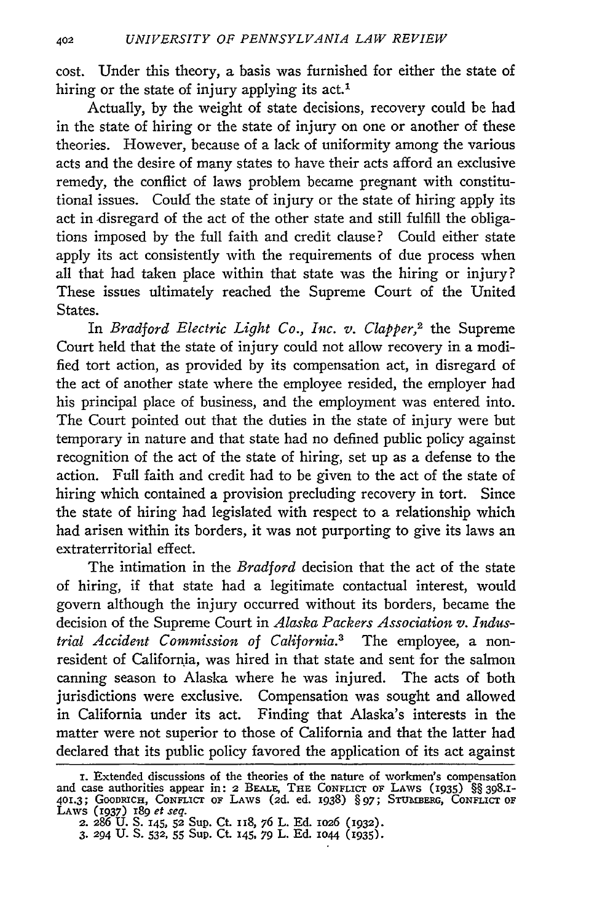cost. Under this theory, a basis was furnished for either the state of hiring or the state of injury applying its act.[1]

Actually, by the weight of state decisions, recovery could be had in the state of hiring or the state of injury on one or another of these theories. However, because of a lack of uniformity among the various acts and the desire of many states to have their acts afford an exclusive remedy, the conflict of laws problem became pregnant with constitutional issues. Could the state of injury or the state of hiring apply its act in disregard of the act of the other state and still fulfill the obligations imposed by the full faith and credit clause? Could either state apply its act consistently with the requirements of due process when all that had taken place within that state was the hiring or injury? These issues ultimately reached the Supreme Court of the United States.

In *Bradford Electric Light Co., Inc. v. Clapper*,[2] the Supreme Court held that the state of injury could not allow recovery in a modified tort action, as provided by its compensation act, in disregard of the act of another state where the employee resided, the employer had his principal place of business, and the employment was entered into. The Court pointed out that the duties in the state of injury were but temporary in nature and that state had no defined public policy against recognition of the act of the state of hiring, set up as a defense to the action. Full faith and credit had to be given to the act of the state of hiring which contained a provision precluding recovery in tort. Since the state of hiring had legislated with respect to a relationship which had arisen within its borders, it was not purporting to give its laws an extraterritorial effect.

The intimation in the *Bradford* decision that the act of the state of hiring, if that state had a legitimate contactual interest, would govern although the injury occurred without its borders, became the decision of the Supreme Court in *Alaska Packers Association v. Industrial Accident Commission of California*.[3] The employee, a nonresident of California, was hired in that state and sent for the salmon canning season to Alaska where he was injured. The acts of both jurisdictions were exclusive. Compensation was sought and allowed in California under its act. Finding that Alaska's interests in the matter were not superior to those of California and that the latter had declared that its public policy favored the application of its act against

---

1. Extended discussions of the theories of the nature of workmen's compensation and case authorities appear in: 2 BEALE, THE CONFLICT OF LAWS (1935) §§ 398.1-401.3; GOODRICH, CONFLICT OF LAWS (2d. ed. 1938) § 97; STUMBERG, CONFLICT OF LAWS (1937) 189 *et seq.*

2. 286 U. S. 145, 52 Sup. Ct. 118, 76 L. Ed. 1026 (1932).

3. 294 U. S. 532, 55 Sup. Ct. 145, 79 L. Ed. 1044 (1935).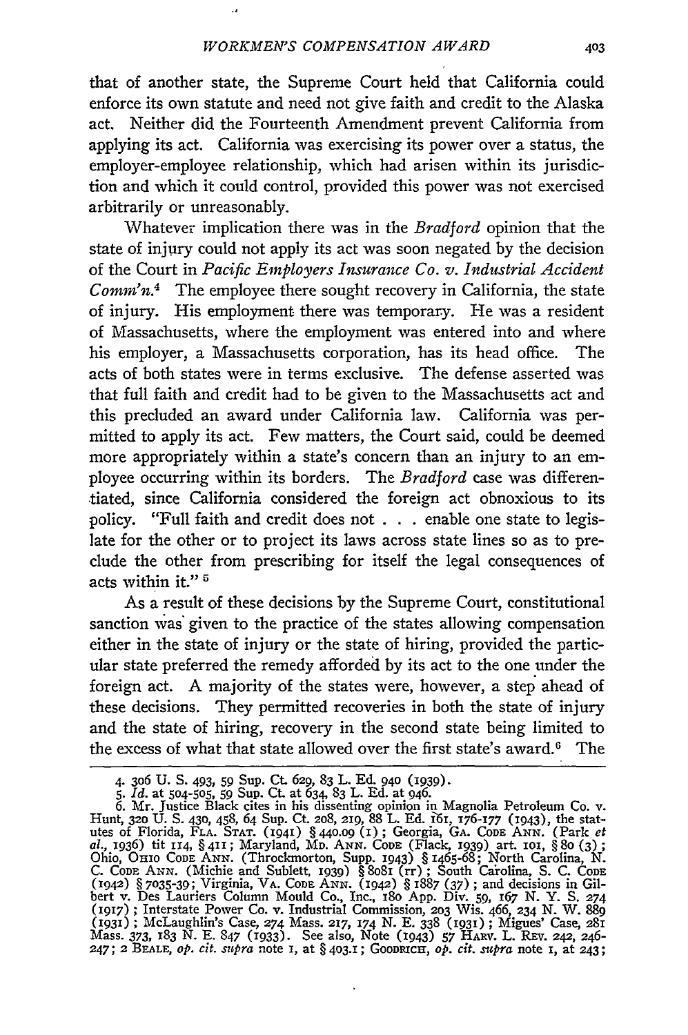that of another state, the Supreme Court held that California could enforce its own statute and need not give faith and credit to the Alaska act. Neither did the Fourteenth Amendment prevent California from applying its act. California was exercising its power over a status, the employer-employee relationship, which had arisen within its jurisdiction and which it could control, provided this power was not exercised arbitrarily or unreasonably.

Whatever implication there was in the *Bradford* opinion that the state of injury could not apply its act was soon negated by the decision of the Court in *Pacific Employers Insurance Co. v. Industrial Accident Comm'n.*[4] The employee there sought recovery in California, the state of injury. His employment there was temporary. He was a resident of Massachusetts, where the employment was entered into and where his employer, a Massachusetts corporation, has its head office. The acts of both states were in terms exclusive. The defense asserted was that full faith and credit had to be given to the Massachusetts act and this precluded an award under California law. California was permitted to apply its act. Few matters, the Court said, could be deemed more appropriately within a state's concern than an injury to an employee occurring within its borders. The *Bradford* case was differentiated, since California considered the foreign act obnoxious to its policy. "Full faith and credit does not . . . enable one state to legislate for the other or to project its laws across state lines so as to preclude the other from prescribing for itself the legal consequences of acts within it." [5]

As a result of these decisions by the Supreme Court, constitutional sanction was given to the practice of the states allowing compensation either in the state of injury or the state of hiring, provided the particular state preferred the remedy afforded by its act to the one under the foreign act. A majority of the states were, however, a step ahead of these decisions. They permitted recoveries in both the state of injury and the state of hiring, recovery in the second state being limited to the excess of what that state allowed over the first state's award.[6] The

---

4. 306 U. S. 493, 59 Sup. Ct. 629, 83 L. Ed. 940 (1939).

5. *Id.* at 504-505, 59 Sup. Ct. at 634, 83 L. Ed. at 946.

6. Mr. Justice Black cites in his dissenting opinion in Magnolia Petroleum Co. v. Hunt, 320 U. S. 430, 458, 64 Sup. Ct. 208, 219, 88 L. Ed. 161, 176-177 (1943), the statutes of Florida, FLA. STAT. (1941) § 440.09 (1); Georgia, GA. CODE ANN. (Park *et al.*, 1936) tit 114, § 411; Maryland, MD. ANN. CODE (Flack, 1939) art. 101, § 80 (3); Ohio, OHIO CODE ANN. (Throckmorton, Supp. 1943) § 1465-68; North Carolina, N. C. CODE ANN. (Michie and Sublett, 1939) § 8081 (rr); South Carolina, S. C. CODE (1942) § 7035-39; Virginia, VA. CODE ANN. (1942) § 1887 (37); and decisions in Gilbert v. Des Lauriers Column Mould Co., Inc., 180 App. Div. 59, 167 N. Y. S. 274 (1917); Interstate Power Co. v. Industrial Commission, 203 Wis. 466, 234 N. W. 889 (1931); McLaughlin's Case, 274 Mass. 217, 174 N. E. 338 (1931); Migues' Case, 281 Mass. 373, 183 N. E. 847 (1933). See also, Note (1943) 57 HARV. L. REV. 242, 246-247; 2 BEALE, *op. cit. supra* note 1, at § 403.1; GOODRICH, *op. cit. supra* note 1, at 243;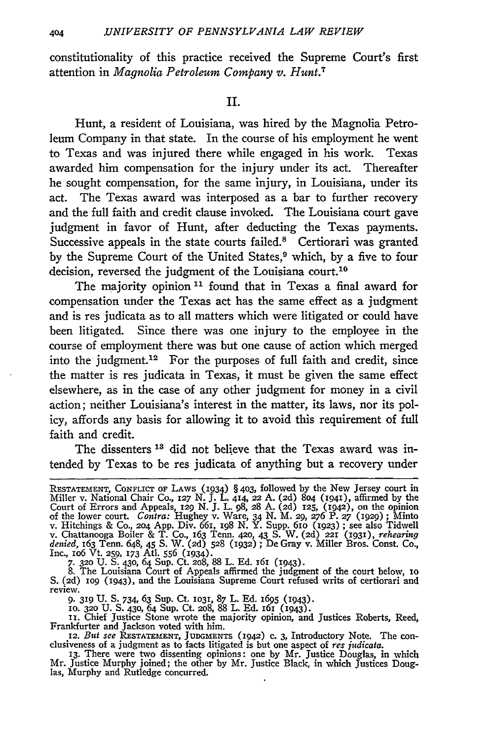constitutionality of this practice received the Supreme Court's first attention in *Magnolia Petroleum Company v. Hunt.*[7]

## II.

Hunt, a resident of Louisiana, was hired by the Magnolia Petroleum Company in that state. In the course of his employment he went to Texas and was injured there while engaged in his work. Texas awarded him compensation for the injury under its act. Thereafter he sought compensation, for the same injury, in Louisiana, under its act. The Texas award was interposed as a bar to further recovery and the full faith and credit clause invoked. The Louisiana court gave judgment in favor of Hunt, after deducting the Texas payments. Successive appeals in the state courts failed.[8] Certiorari was granted by the Supreme Court of the United States,[9] which, by a five to four decision, reversed the judgment of the Louisiana court.[10]

The majority opinion [11] found that in Texas a final award for compensation under the Texas act has the same effect as a judgment and is res judicata as to all matters which were litigated or could have been litigated. Since there was one injury to the employee in the course of employment there was but one cause of action which merged into the judgment.[12] For the purposes of full faith and credit, since the matter is res judicata in Texas, it must be given the same effect elsewhere, as in the case of any other judgment for money in a civil action; neither Louisiana's interest in the matter, its laws, nor its policy, affords any basis for allowing it to avoid this requirement of full faith and credit.

The dissenters [13] did not believe that the Texas award was intended by Texas to be res judicata of anything but a recovery under

---

RESTATEMENT, CONFLICT OF LAWS (1934) § 403, followed by the New Jersey court in Miller v. National Chair Co., 127 N. J. L. 414, 22 A. (2d) 804 (1941), affirmed by the Court of Errors and Appeals, 129 N. J. L. 98, 28 A. (2d) 125, (1942), on the opinion of the lower court. *Contra:* Hughey v. Ware, 34 N. M. 29, 276 P. 27 (1929); Minto v. Hitchings & Co., 204 App. Div. 661, 198 N. Y. Supp. 610 (1923); see also Tidwell v. Chattanooga Boiler & T. Co., 163 Tenn. 420, 43 S. W. (2d) 221 (1931), *rehearing denied*, 163 Tenn. 648, 45 S. W. (2d) 528 (1932); De Gray v. Miller Bros. Const. Co., Inc., 106 Vt. 259, 173 Atl. 556 (1934).

7. 320 U. S. 430, 64 Sup. Ct. 208, 88 L. Ed. 161 (1943).

8. The Louisiana Court of Appeals affirmed the judgment of the court below, 10 S. (2d) 109 (1943), and the Louisiana Supreme Court refused writs of certiorari and review.

9. 319 U. S. 734, 63 Sup. Ct. 1031, 87 L. Ed. 1695 (1943).

10. 320 U. S. 430, 64 Sup. Ct. 208, 88 L. Ed. 161 (1943).

11. Chief Justice Stone wrote the majority opinion, and Justices Roberts, Reed, Frankfurter and Jackson voted with him.

12. *But see* RESTATEMENT, JUDGMENTS (1942) c. 3, Introductory Note. The conclusiveness of a judgment as to facts litigated is but one aspect of *res judicata*.

13. There were two dissenting opinions: one by Mr. Justice Douglas, in which Mr. Justice Murphy joined; the other by Mr. Justice Black, in which Justices Douglas, Murphy and Rutledge concurred.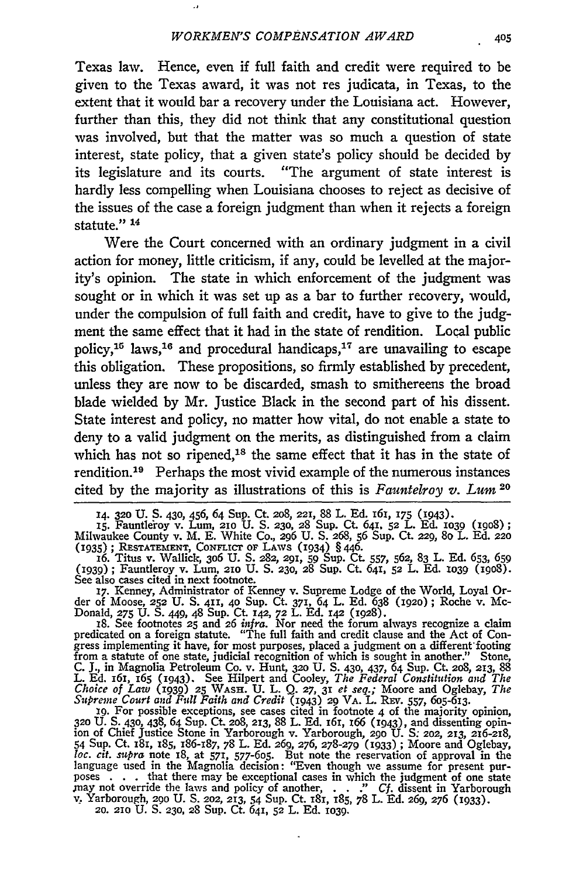Texas law. Hence, even if full faith and credit were required to be given to the Texas award, it was not res judicata, in Texas, to the extent that it would bar a recovery under the Louisiana act. However, further than this, they did not think that any constitutional question was involved, but that the matter was so much a question of state interest, state policy, that a given state's policy should be decided by its legislature and its courts. "The argument of state interest is hardly less compelling when Louisiana chooses to reject as decisive of the issues of the case a foreign judgment than when it rejects a foreign statute." [14]

Were the Court concerned with an ordinary judgment in a civil action for money, little criticism, if any, could be levelled at the majority's opinion. The state in which enforcement of the judgment was sought or in which it was set up as a bar to further recovery, would, under the compulsion of full faith and credit, have to give to the judgment the same effect that it had in the state of rendition. Local public policy,[15] laws,[16] and procedural handicaps,[17] are unavailing to escape this obligation. These propositions, so firmly established by precedent, unless they are now to be discarded, smash to smithereens the broad blade wielded by Mr. Justice Black in the second part of his dissent. State interest and policy, no matter how vital, do not enable a state to deny to a valid judgment on the merits, as distinguished from a claim which has not so ripened,[18] the same effect that it has in the state of rendition.[19] Perhaps the most vivid example of the numerous instances cited by the majority as illustrations of this is *Fauntelroy v. Lum* [20]

---

14. 320 U. S. 430, 456, 64 Sup. Ct. 208, 221, 88 L. Ed. 161, 175 (1943).

15. Fauntleroy v. Lum, 210 U. S. 230, 28 Sup. Ct. 641, 52 L. Ed. 1039 (1908); Milwaukee County v. M. E. White Co., 296 U. S. 268, 56 Sup. Ct. 229, 80 L. Ed. 220 (1935); RESTATEMENT, CONFLICT OF LAWS (1934) § 446.

16. Titus v. Wallick, 306 U. S. 282, 291, 59 Sup. Ct. 557, 562, 83 L. Ed. 653, 659 (1939); Fauntleroy v. Lum, 210 U. S. 230, 28 Sup. Ct. 641, 52 L. Ed. 1039 (1908). See also cases cited in next footnote.

17. Kenney, Administrator of Kenney v. Supreme Lodge of the World, Loyal Order of Moose, 252 U. S. 411, 40 Sup. Ct. 371, 64 L. Ed. 638 (1920); Roche v. McDonald, 275 U. S. 449, 48 Sup. Ct. 142, 72 L. Ed. 142 (1928).

18. See footnotes 25 and 26 *infra*. Nor need the forum always recognize a claim predicated on a foreign statute. "The full faith and credit clause and the Act of Congress implementing it have, for most purposes, placed a judgment on a different footing from a statute of one state, judicial recognition of which is sought in another." Stone, C. J., in Magnolia Petroleum Co. v. Hunt, 320 U. S. 430, 437, 64 Sup. Ct. 208, 213, 88 L. Ed. 161, 165 (1943). See Hilpert and Cooley, *The Federal Constitution and The Choice of Law* (1939) 25 WASH. U. L. Q. 27, 31 *et seq.*; Moore and Oglebay, *The Supreme Court and Full Faith and Credit* (1943) 29 VA. L. REV. 557, 605-613.

19. For possible exceptions, see cases cited in footnote 4 of the majority opinion, 320 U. S. 430, 438, 64 Sup. Ct. 208, 213, 88 L. Ed. 161, 166 (1943), and dissenting opinion of Chief Justice Stone in Yarborough v. Yarborough, 290 U. S. 202, 213, 216-218, 54 Sup. Ct. 181, 185, 186-187, 78 L. Ed. 269, 276, 278-279 (1933); Moore and Oglebay, *loc. cit. supra* note 18, at 571, 577-605. But note the reservation of approval in the language used in the Magnolia decision: "Even though we assume for present purposes . . . that there may be exceptional cases in which the judgment of one state may not override the laws and policy of another, . . ." *Cf.* dissent in Yarborough v. Yarborough, 290 U. S. 202, 213, 54 Sup. Ct. 181, 185, 78 L. Ed. 269, 276 (1933).

20. 210 U. S. 230, 28 Sup. Ct. 641, 52 L. Ed. 1039.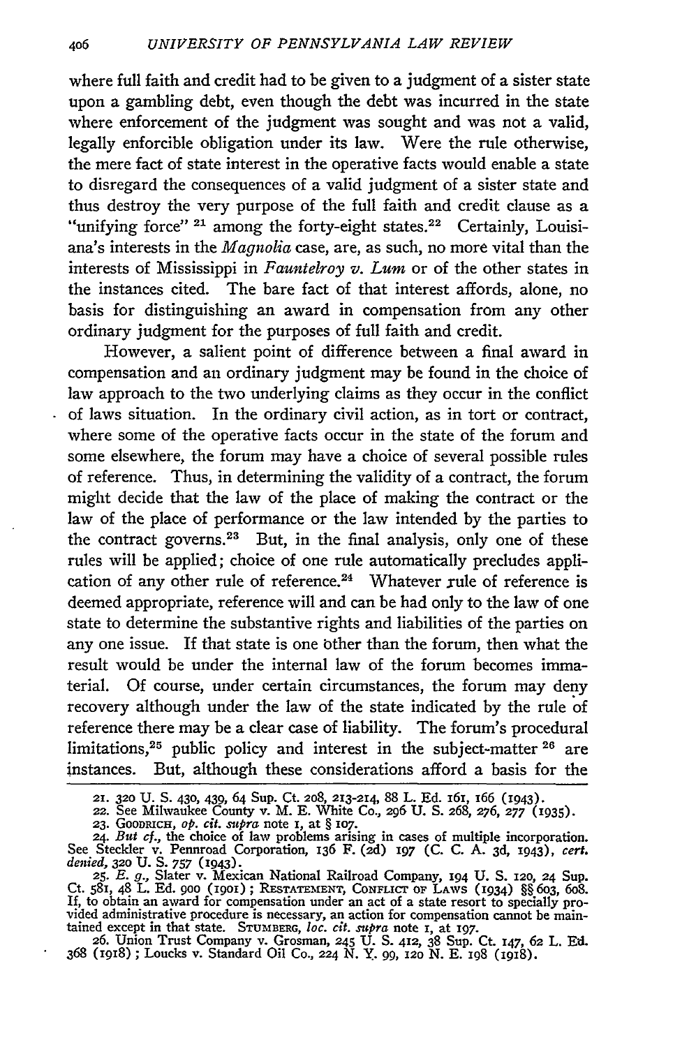where full faith and credit had to be given to a judgment of a sister state upon a gambling debt, even though the debt was incurred in the state where enforcement of the judgment was sought and was not a valid, legally enforcible obligation under its law. Were the rule otherwise, the mere fact of state interest in the operative facts would enable a state to disregard the consequences of a valid judgment of a sister state and thus destroy the very purpose of the full faith and credit clause as a "unifying force" [21] among the forty-eight states.[22] Certainly, Louisiana's interests in the *Magnolia* case, are, as such, no more vital than the interests of Mississippi in *Fauntelroy v. Lum* or of the other states in the instances cited. The bare fact of that interest affords, alone, no basis for distinguishing an award in compensation from any other ordinary judgment for the purposes of full faith and credit.

However, a salient point of difference between a final award in compensation and an ordinary judgment may be found in the choice of law approach to the two underlying claims as they occur in the conflict of laws situation. In the ordinary civil action, as in tort or contract, where some of the operative facts occur in the state of the forum and some elsewhere, the forum may have a choice of several possible rules of reference. Thus, in determining the validity of a contract, the forum might decide that the law of the place of making the contract or the law of the place of performance or the law intended by the parties to the contract governs.[23] But, in the final analysis, only one of these rules will be applied; choice of one rule automatically precludes application of any other rule of reference.[24] Whatever rule of reference is deemed appropriate, reference will and can be had only to the law of one state to determine the substantive rights and liabilities of the parties on any one issue. If that state is one other than the forum, then what the result would be under the internal law of the forum becomes immaterial. Of course, under certain circumstances, the forum may deny recovery although under the law of the state indicated by the rule of reference there may be a clear case of liability. The forum's procedural limitations,[25] public policy and interest in the subject-matter [26] are instances. But, although these considerations afford a basis for the

---

21. 320 U. S. 430, 439, 64 Sup. Ct. 208, 213-214, 88 L. Ed. 161, 166 (1943).

22. See Milwaukee County v. M. E. White Co., 296 U. S. 268, 276, 277 (1935).

23. GOODRICH, *op. cit. supra* note 1, at § 107.

24. *But cf.*, the choice of law problems arising in cases of multiple incorporation. See Steckler v. Pennroad Corporation, 136 F. (2d) 197 (C. C. A. 3d, 1943), *cert. denied*, 320 U. S. 757 (1943).

25. *E. g.*, Slater v. Mexican National Railroad Company, 194 U. S. 120, 24 Sup. Ct. 581, 48 L. Ed. 900 (1901); RESTATEMENT, CONFLICT OF LAWS (1934) §§ 603, 608. If, to obtain an award for compensation under an act of a state resort to specially provided administrative procedure is necessary, an action for compensation cannot be maintained except in that state. STUMBERG, *loc. cit. supra* note 1, at 197.

26. Union Trust Company v. Grosman, 245 U. S. 412, 38 Sup. Ct. 147, 62 L. Ed. 368 (1918); Loucks v. Standard Oil Co., 224 N. Y. 99, 120 N. E. 198 (1918).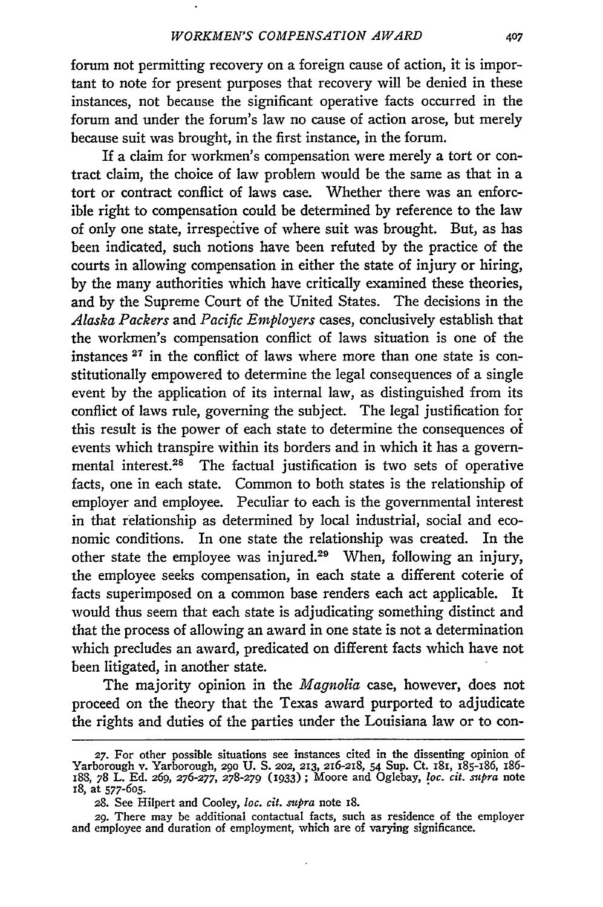forum not permitting recovery on a foreign cause of action, it is important to note for present purposes that recovery will be denied in these instances, not because the significant operative facts occurred in the forum and under the forum's law no cause of action arose, but merely because suit was brought, in the first instance, in the forum.

If a claim for workmen's compensation were merely a tort or contract claim, the choice of law problem would be the same as that in a tort or contract conflict of laws case. Whether there was an enforcible right to compensation could be determined by reference to the law of only one state, irrespective of where suit was brought. But, as has been indicated, such notions have been refuted by the practice of the courts in allowing compensation in either the state of injury or hiring, by the many authorities which have critically examined these theories, and by the Supreme Court of the United States. The decisions in the *Alaska Packers* and *Pacific Employers* cases, conclusively establish that the workmen's compensation conflict of laws situation is one of the instances [27] in the conflict of laws where more than one state is constitutionally empowered to determine the legal consequences of a single event by the application of its internal law, as distinguished from its conflict of laws rule, governing the subject. The legal justification for this result is the power of each state to determine the consequences of events which transpire within its borders and in which it has a governmental interest.[28] The factual justification is two sets of operative facts, one in each state. Common to both states is the relationship of employer and employee. Peculiar to each is the governmental interest in that relationship as determined by local industrial, social and economic conditions. In one state the relationship was created. In the other state the employee was injured.[29] When, following an injury, the employee seeks compensation, in each state a different coterie of facts superimposed on a common base renders each act applicable. It would thus seem that each state is adjudicating something distinct and that the process of allowing an award in one state is not a determination which precludes an award, predicated on different facts which have not been litigated, in another state.

The majority opinion in the *Magnolia* case, however, does not proceed on the theory that the Texas award purported to adjudicate the rights and duties of the parties under the Louisiana law or to con-

---

27. For other possible situations see instances cited in the dissenting opinion of Yarborough v. Yarborough, 290 U. S. 202, 213, 216-218, 54 Sup. Ct. 181, 185-186, 186-188, 78 L. Ed. 269, 276-277, 278-279 (1933); Moore and Oglebay, *loc. cit. supra* note 18, at 577-605.

28. See Hilpert and Cooley, *loc. cit. supra* note 18.

29. There may be additional contactual facts, such as residence of the employer and employee and duration of employment, which are of varying significance.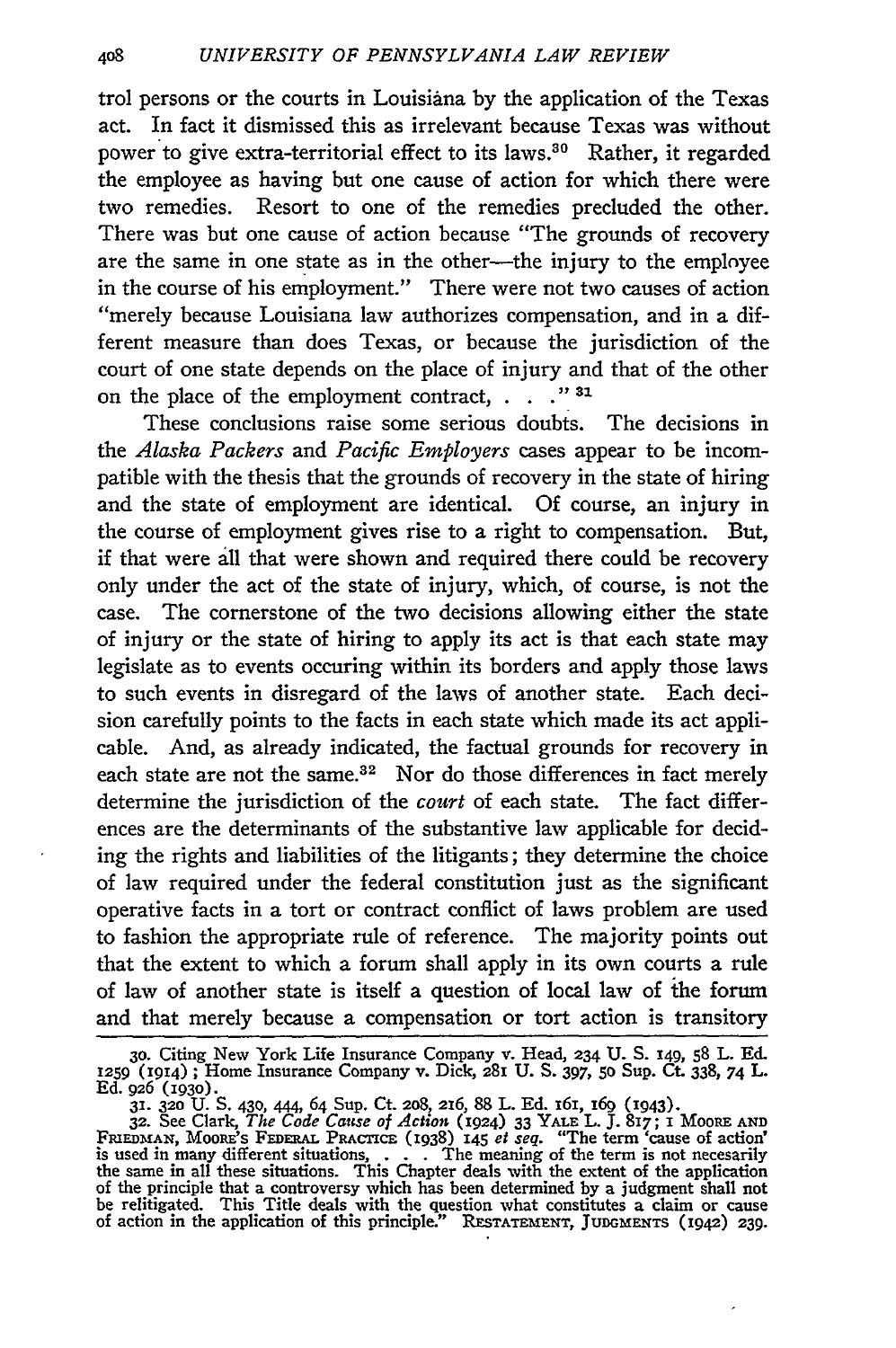trol persons or the courts in Louisiana by the application of the Texas act. In fact it dismissed this as irrelevant because Texas was without power to give extra-territorial effect to its laws.[30] Rather, it regarded the employee as having but one cause of action for which there were two remedies. Resort to one of the remedies precluded the other. There was but one cause of action because "The grounds of recovery are the same in one state as in the other—the injury to the employee in the course of his employment." There were not two causes of action "merely because Louisiana law authorizes compensation, and in a different measure than does Texas, or because the jurisdiction of the court of one state depends on the place of injury and that of the other on the place of the employment contract, . . ."[31]

These conclusions raise some serious doubts. The decisions in the *Alaska Packers* and *Pacific Employers* cases appear to be incompatible with the thesis that the grounds of recovery in the state of hiring and the state of employment are identical. Of course, an injury in the course of employment gives rise to a right to compensation. But, if that were all that were shown and required there could be recovery only under the act of the state of injury, which, of course, is not the case. The cornerstone of the two decisions allowing either the state of injury or the state of hiring to apply its act is that each state may legislate as to events occuring within its borders and apply those laws to such events in disregard of the laws of another state. Each decision carefully points to the facts in each state which made its act applicable. And, as already indicated, the factual grounds for recovery in each state are not the same.[32] Nor do those differences in fact merely determine the jurisdiction of the *court* of each state. The fact differences are the determinants of the substantive law applicable for deciding the rights and liabilities of the litigants; they determine the choice of law required under the federal constitution just as the significant operative facts in a tort or contract conflict of laws problem are used to fashion the appropriate rule of reference. The majority points out that the extent to which a forum shall apply in its own courts a rule of law of another state is itself a question of local law of the forum and that merely because a compensation or tort action is transitory

30. Citing New York Life Insurance Company v. Head, 234 U. S. 149, 58 L. Ed. 1259 (1914); Home Insurance Company v. Dick, 281 U. S. 397, 50 Sup. Ct. 338, 74 L. Ed. 926 (1930).

31. 320 U. S. 430, 444, 64 Sup. Ct. 208, 216, 88 L. Ed. 161, 169 (1943).

32. See Clark, *The Code Cause of Action* (1924) 33 YALE L. J. 817; 1 MOORE AND FRIEDMAN, MOORE'S FEDERAL PRACTICE (1938) 145 *et seq.* "The term 'cause of action' is used in many different situations, . . . The meaning of the term is not necesarily the same in all these situations. This Chapter deals with the extent of the application of the principle that a controversy which has been determined by a judgment shall not be relitigated. This Title deals with the question what constitutes a claim or cause of action in the application of this principle." RESTATEMENT, JUDGMENTS (1942) 239.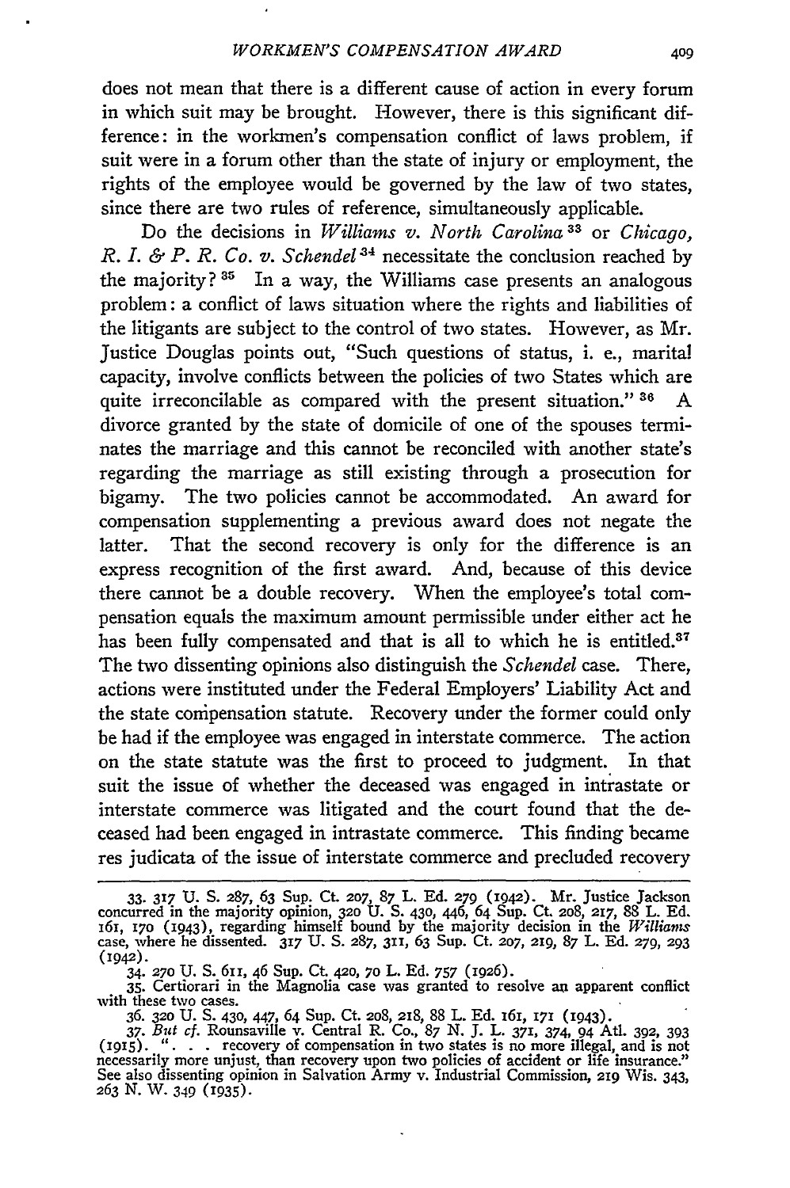does not mean that there is a different cause of action in every forum in which suit may be brought. However, there is this significant difference: in the workmen's compensation conflict of laws problem, if suit were in a forum other than the state of injury or employment, the rights of the employee would be governed by the law of two states, since there are two rules of reference, simultaneously applicable.

Do the decisions in *Williams v. North Carolina*[33] or *Chicago, R. I. & P. R. Co. v. Schendel*[34] necessitate the conclusion reached by the majority?[35] In a way, the Williams case presents an analogous problem: a conflict of laws situation where the rights and liabilities of the litigants are subject to the control of two states. However, as Mr. Justice Douglas points out, "Such questions of status, i. e., marital capacity, involve conflicts between the policies of two States which are quite irreconcilable as compared with the present situation."[36] A divorce granted by the state of domicile of one of the spouses terminates the marriage and this cannot be reconciled with another state's regarding the marriage as still existing through a prosecution for bigamy. The two policies cannot be accommodated. An award for compensation supplementing a previous award does not negate the latter. That the second recovery is only for the difference is an express recognition of the first award. And, because of this device there cannot be a double recovery. When the employee's total compensation equals the maximum amount permissible under either act he has been fully compensated and that is all to which he is entitled.[37] The two dissenting opinions also distinguish the *Schendel* case. There, actions were instituted under the Federal Employers' Liability Act and the state compensation statute. Recovery under the former could only be had if the employee was engaged in interstate commerce. The action on the state statute was the first to proceed to judgment. In that suit the issue of whether the deceased was engaged in intrastate or interstate commerce was litigated and the court found that the deceased had been engaged in intrastate commerce. This finding became res judicata of the issue of interstate commerce and precluded recovery

---

33. 317 U. S. 287, 63 Sup. Ct. 207, 87 L. Ed. 279 (1942). Mr. Justice Jackson concurred in the majority opinion, 320 U. S. 430, 446, 64 Sup. Ct. 208, 217, 88 L. Ed. 161, 170 (1943), regarding himself bound by the majority decision in the *Williams* case, where he dissented. 317 U. S. 287, 311, 63 Sup. Ct. 207, 219, 87 L. Ed. 279, 293 (1942).

34. 270 U. S. 611, 46 Sup. Ct. 420, 70 L. Ed. 757 (1926).

35. Certiorari in the Magnolia case was granted to resolve an apparent conflict with these two cases.

36. 320 U. S. 430, 447, 64 Sup. Ct. 208, 218, 88 L. Ed. 161, 171 (1943).

37. *But cf.* Rounsaville v. Central R. Co., 87 N. J. L. 371, 374, 94 Atl. 392, 393 (1915). ". . . recovery of compensation in two states is no more illegal, and is not necessarily more unjust, than recovery upon two policies of accident or life insurance." See also dissenting opinion in Salvation Army v. Industrial Commission, 219 Wis. 343, 263 N. W. 349 (1935).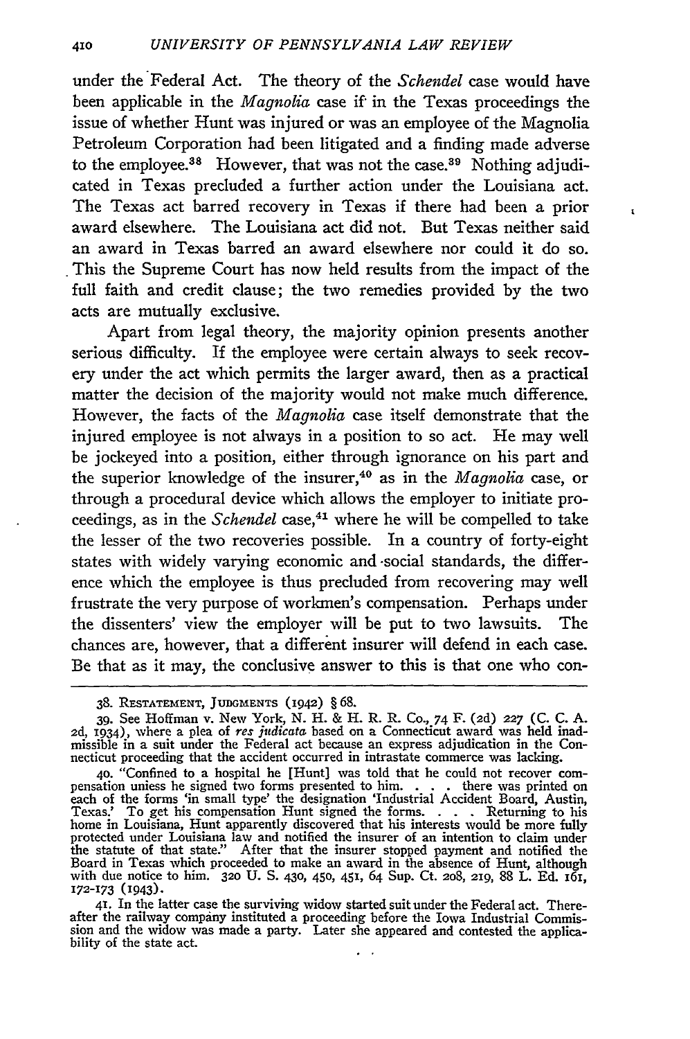under the Federal Act. The theory of the *Schendel* case would have been applicable in the *Magnolia* case if in the Texas proceedings the issue of whether Hunt was injured or was an employee of the Magnolia Petroleum Corporation had been litigated and a finding made adverse to the employee.[38] However, that was not the case.[39] Nothing adjudicated in Texas precluded a further action under the Louisiana act. The Texas act barred recovery in Texas if there had been a prior award elsewhere. The Louisiana act did not. But Texas neither said an award in Texas barred an award elsewhere nor could it do so. This the Supreme Court has now held results from the impact of the full faith and credit clause; the two remedies provided by the two acts are mutually exclusive.

Apart from legal theory, the majority opinion presents another serious difficulty. If the employee were certain always to seek recovery under the act which permits the larger award, then as a practical matter the decision of the majority would not make much difference. However, the facts of the *Magnolia* case itself demonstrate that the injured employee is not always in a position to so act. He may well be jockeyed into a position, either through ignorance on his part and the superior knowledge of the insurer,[40] as in the *Magnolia* case, or through a procedural device which allows the employer to initiate proceedings, as in the *Schendel* case,[41] where he will be compelled to take the lesser of the two recoveries possible. In a country of forty-eight states with widely varying economic and social standards, the difference which the employee is thus precluded from recovering may well frustrate the very purpose of workmen's compensation. Perhaps under the dissenters' view the employer will be put to two lawsuits. The chances are, however, that a different insurer will defend in each case. Be that as it may, the conclusive answer to this is that one who con-

---

38. RESTATEMENT, JUDGMENTS (1942) § 68.

39. See Hoffman v. New York, N. H. & H. R. R. Co., 74 F. (2d) 227 (C. C. A. 2d, 1934), where a plea of *res judicata* based on a Connecticut award was held inadmissible in a suit under the Federal act because an express adjudication in the Connecticut proceeding that the accident occurred in intrastate commerce was lacking.

40. "Confined to a hospital he [Hunt] was told that he could not recover compensation unless he signed two forms presented to him. . . . there was printed on each of the forms 'in small type' the designation 'Industrial Accident Board, Austin, Texas.' To get his compensation Hunt signed the forms. . . . Returning to his home in Louisiana, Hunt apparently discovered that his interests would be more fully protected under Louisiana law and notified the insurer of an intention to claim under the statute of that state." After that the insurer stopped payment and notified the Board in Texas which proceeded to make an award in the absence of Hunt, although with due notice to him. 320 U. S. 430, 450, 451, 64 Sup. Ct. 208, 219, 88 L. Ed. 161, 172-173 (1943).

41. In the latter case the surviving widow started suit under the Federal act. Thereafter the railway company instituted a proceeding before the Iowa Industrial Commission and the widow was made a party. Later she appeared and contested the applicability of the state act.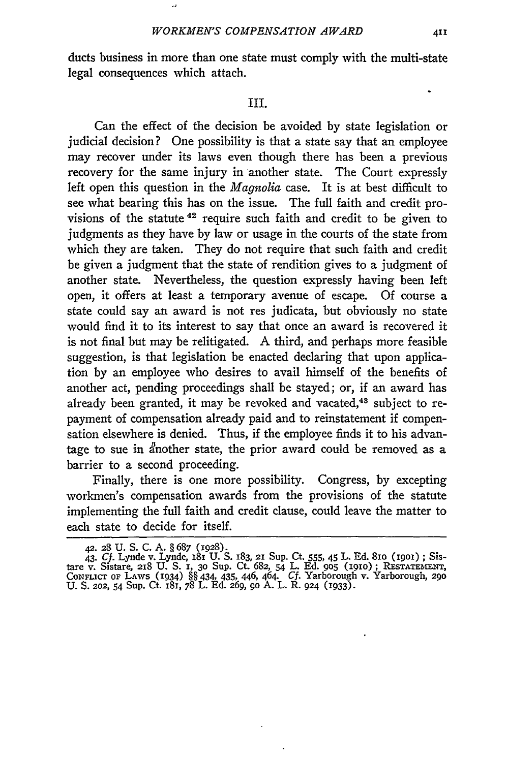ducts business in more than one state must comply with the multi-state legal consequences which attach.

## III.

Can the effect of the decision be avoided by state legislation or judicial decision? One possibility is that a state say that an employee may recover under its laws even though there has been a previous recovery for the same injury in another state. The Court expressly left open this question in the *Magnolia* case. It is at best difficult to see what bearing this has on the issue. The full faith and credit provisions of the statute [42] require such faith and credit to be given to judgments as they have by law or usage in the courts of the state from which they are taken. They do not require that such faith and credit be given a judgment that the state of rendition gives to a judgment of another state. Nevertheless, the question expressly having been left open, it offers at least a temporary avenue of escape. Of course a state could say an award is not res judicata, but obviously no state would find it to its interest to say that once an award is recovered it is not final but may be relitigated. A third, and perhaps more feasible suggestion, is that legislation be enacted declaring that upon application by an employee who desires to avail himself of the benefits of another act, pending proceedings shall be stayed; or, if an award has already been granted, it may be revoked and vacated,[43] subject to repayment of compensation already paid and to reinstatement if compensation elsewhere is denied. Thus, if the employee finds it to his advantage to sue in another state, the prior award could be removed as a barrier to a second proceeding.

Finally, there is one more possibility. Congress, by excepting workmen's compensation awards from the provisions of the statute implementing the full faith and credit clause, could leave the matter to each state to decide for itself.

---

42. 28 U. S. C. A. § 687 (1928).

43. *Cf.* Lynde v. Lynde, 181 U. S. 183, 21 Sup. Ct. 555, 45 L. Ed. 810 (1901); Sistare v. Sistare, 218 U. S. 1, 30 Sup. Ct. 682, 54 L. Ed. 905 (1910); RESTATEMENT, CONFLICT OF LAWS (1934) §§ 434, 435, 446, 464. *Cf.* Yarborough v. Yarborough, 290 U. S. 202, 54 Sup. Ct. 181, 78 L. Ed. 269, 90 A. L. R. 924 (1933).